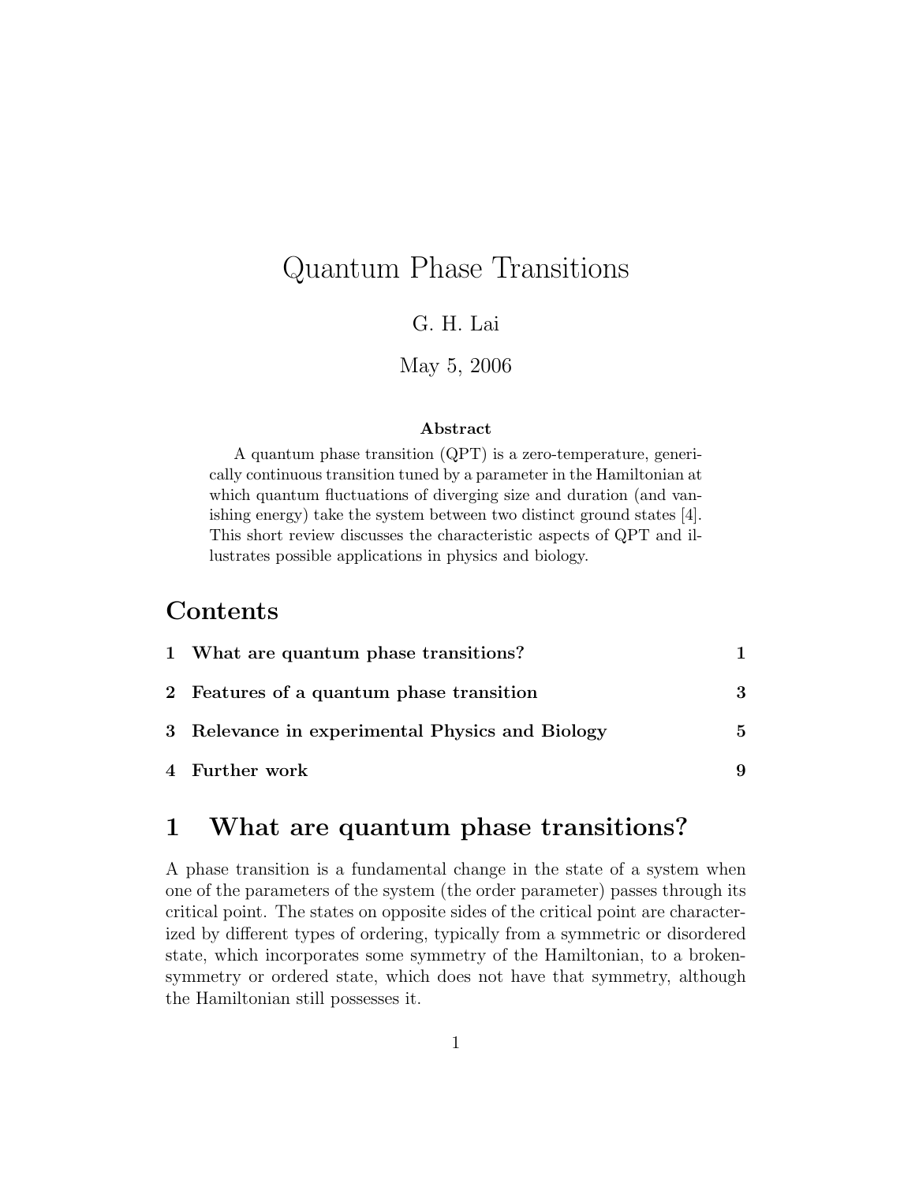# Quantum Phase Transitions

G. H. Lai

May 5, 2006

### Abstract

A quantum phase transition (QPT) is a zero-temperature, generically continuous transition tuned by a parameter in the Hamiltonian at which quantum fluctuations of diverging size and duration (and vanishing energy) take the system between two distinct ground states [4]. This short review discusses the characteristic aspects of QPT and illustrates possible applications in physics and biology.

## Contents

| | | |
|---|---|---|
| **1** | **What are quantum phase transitions?** | **1** |
| **2** | **Features of a quantum phase transition** | **3** |
| **3** | **Relevance in experimental Physics and Biology** | **5** |
| **4** | **Further work** | **9** |

## 1 What are quantum phase transitions?

A phase transition is a fundamental change in the state of a system when one of the parameters of the system (the order parameter) passes through its critical point. The states on opposite sides of the critical point are characterized by different types of ordering, typically from a symmetric or disordered state, which incorporates some symmetry of the Hamiltonian, to a broken-symmetry or ordered state, which does not have that symmetry, although the Hamiltonian still possesses it.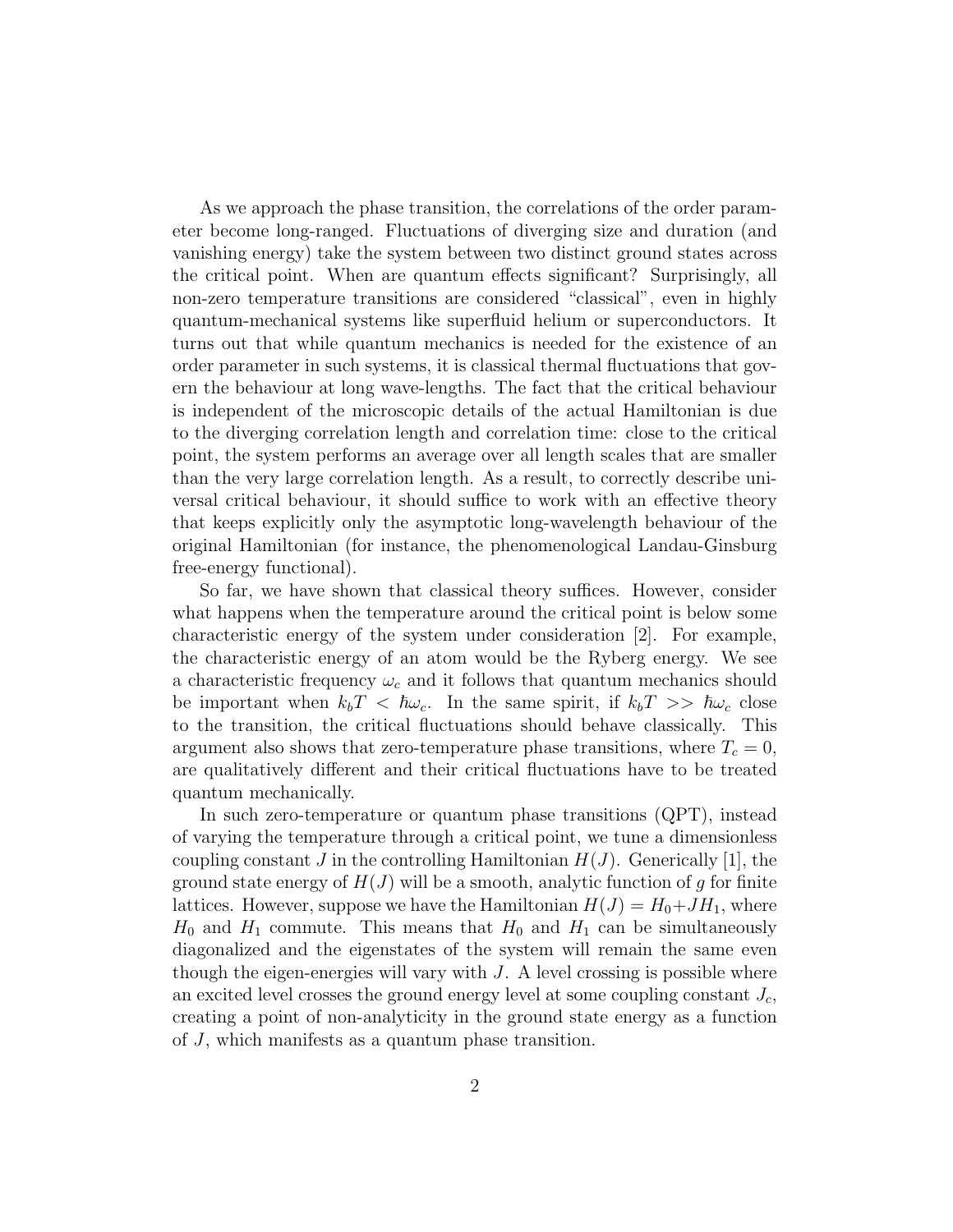As we approach the phase transition, the correlations of the order parameter become long-ranged. Fluctuations of diverging size and duration (and vanishing energy) take the system between two distinct ground states across the critical point. When are quantum effects significant? Surprisingly, all non-zero temperature transitions are considered "classical", even in highly quantum-mechanical systems like superfluid helium or superconductors. It turns out that while quantum mechanics is needed for the existence of an order parameter in such systems, it is classical thermal fluctuations that govern the behaviour at long wave-lengths. The fact that the critical behaviour is independent of the microscopic details of the actual Hamiltonian is due to the diverging correlation length and correlation time: close to the critical point, the system performs an average over all length scales that are smaller than the very large correlation length. As a result, to correctly describe universal critical behaviour, it should suffice to work with an effective theory that keeps explicitly only the asymptotic long-wavelength behaviour of the original Hamiltonian (for instance, the phenomenological Landau-Ginsburg free-energy functional).

So far, we have shown that classical theory suffices. However, consider what happens when the temperature around the critical point is below some characteristic energy of the system under consideration [2]. For example, the characteristic energy of an atom would be the Ryberg energy. We see a characteristic frequency $\omega_c$ and it follows that quantum mechanics should be important when $k_bT < \hbar\omega_c$. In the same spirit, if $k_bT >> \hbar\omega_c$ close to the transition, the critical fluctuations should behave classically. This argument also shows that zero-temperature phase transitions, where $T_c = 0$, are qualitatively different and their critical fluctuations have to be treated quantum mechanically.

In such zero-temperature or quantum phase transitions (QPT), instead of varying the temperature through a critical point, we tune a dimensionless coupling constant $J$ in the controlling Hamiltonian $H(J)$. Generically [1], the ground state energy of $H(J)$ will be a smooth, analytic function of $g$ for finite lattices. However, suppose we have the Hamiltonian $H(J) = H_0 + JH_1$, where $H_0$ and $H_1$ commute. This means that $H_0$ and $H_1$ can be simultaneously diagonalized and the eigenstates of the system will remain the same even though the eigen-energies will vary with $J$. A level crossing is possible where an excited level crosses the ground energy level at some coupling constant $J_c$, creating a point of non-analyticity in the ground state energy as a function of $J$, which manifests as a quantum phase transition.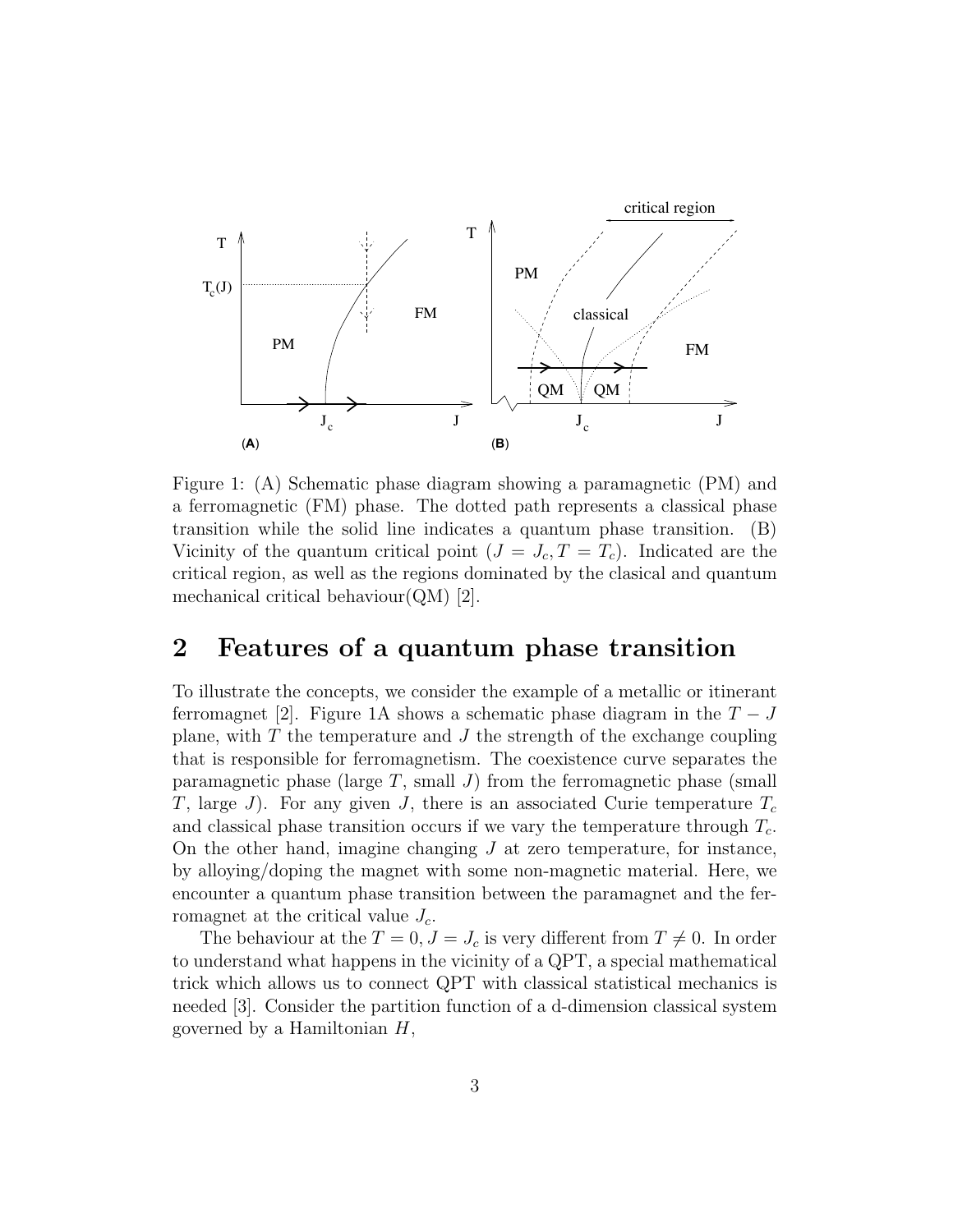Figure 1: (A) Schematic phase diagram showing a paramagnetic (PM) and a ferromagnetic (FM) phase. The dotted path represents a classical phase transition while the solid line indicates a quantum phase transition. (B) Vicinity of the quantum critical point ($J = J_c, T = T_c$). Indicated are the critical region, as well as the regions dominated by the clasical and quantum mechanical critical behaviour(QM) [2].

## 2 Features of a quantum phase transition

To illustrate the concepts, we consider the example of a metallic or itinerant ferromagnet [2]. Figure 1A shows a schematic phase diagram in the $T-J$ plane, with $T$ the temperature and $J$ the strength of the exchange coupling that is responsible for ferromagnetism. The coexistence curve separates the paramagnetic phase (large $T$, small $J$) from the ferromagnetic phase (small $T$, large $J$). For any given $J$, there is an associated Curie temperature $T_c$ and classical phase transition occurs if we vary the temperature through $T_c$. On the other hand, imagine changing $J$ at zero temperature, for instance, by alloying/doping the magnet with some non-magnetic material. Here, we encounter a quantum phase transition between the paramagnet and the ferromagnet at the critical value $J_c$.

The behaviour at the $T = 0, J = J_c$ is very different from $T \neq 0$. In order to understand what happens in the vicinity of a QPT, a special mathematical trick which allows us to connect QPT with classical statistical mechanics is needed [3]. Consider the partition function of a d-dimension classical system governed by a Hamiltonian $H$,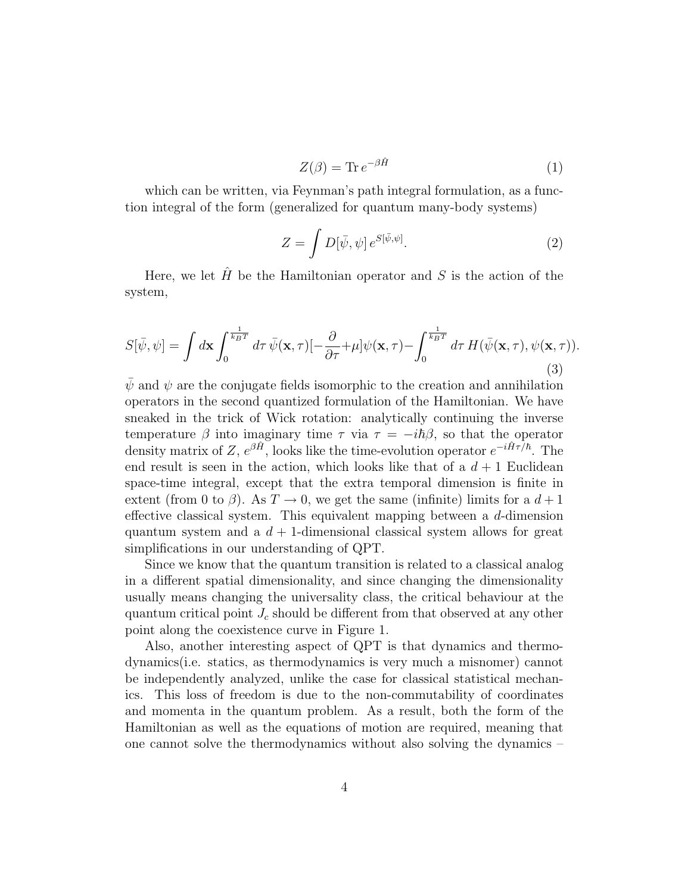$$Z(\beta) = \mathrm{Tr}\, e^{-\beta \hat{H}} \tag{1}$$

which can be written, via Feynman's path integral formulation, as a function integral of the form (generalized for quantum many-body systems)

$$Z = \int D[\bar{\psi}, \psi]\, e^{S[\bar{\psi}, \psi]}. \tag{2}$$

Here, we let $\hat{H}$ be the Hamiltonian operator and $S$ is the action of the system,

$$S[\bar{\psi}, \psi] = \int d\mathbf{x} \int_0^{\frac{1}{k_B T}} d\tau\, \bar{\psi}(\mathbf{x}, \tau)[-\frac{\partial}{\partial \tau} + \mu]\psi(\mathbf{x}, \tau) - \int_0^{\frac{1}{k_B T}} d\tau\, H(\bar{\psi}(\mathbf{x}, \tau), \psi(\mathbf{x}, \tau)). \tag{3}$$

$\bar{\psi}$ and $\psi$ are the conjugate fields isomorphic to the creation and annihilation operators in the second quantized formulation of the Hamiltonian. We have sneaked in the trick of Wick rotation: analytically continuing the inverse temperature $\beta$ into imaginary time $\tau$ via $\tau = -i\hbar\beta$, so that the operator density matrix of $Z$, $e^{\beta \hat{H}}$, looks like the time-evolution operator $e^{-i\hat{H}\tau/\hbar}$. The end result is seen in the action, which looks like that of a $d+1$ Euclidean space-time integral, except that the extra temporal dimension is finite in extent (from 0 to $\beta$). As $T \to 0$, we get the same (infinite) limits for a $d+1$ effective classical system. This equivalent mapping between a $d$-dimension quantum system and a $d+1$-dimensional classical system allows for great simplifications in our understanding of QPT.

Since we know that the quantum transition is related to a classical analog in a different spatial dimensionality, and since changing the dimensionality usually means changing the universality class, the critical behaviour at the quantum critical point $J_c$ should be different from that observed at any other point along the coexistence curve in Figure 1.

Also, another interesting aspect of QPT is that dynamics and thermodynamics(i.e. statics, as thermodynamics is very much a misnomer) cannot be independently analyzed, unlike the case for classical statistical mechanics. This loss of freedom is due to the non-commutability of coordinates and momenta in the quantum problem. As a result, both the form of the Hamiltonian as well as the equations of motion are required, meaning that one cannot solve the thermodynamics without also solving the dynamics –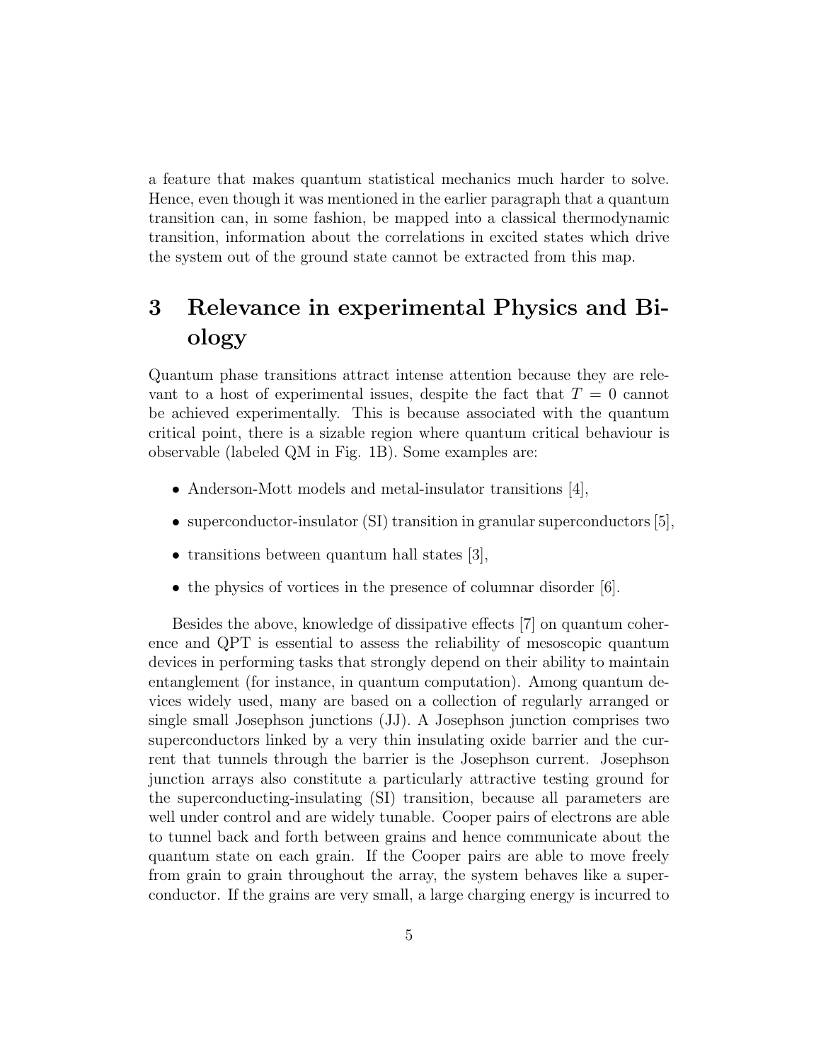a feature that makes quantum statistical mechanics much harder to solve. Hence, even though it was mentioned in the earlier paragraph that a quantum transition can, in some fashion, be mapped into a classical thermodynamic transition, information about the correlations in excited states which drive the system out of the ground state cannot be extracted from this map.

# 3 Relevance in experimental Physics and Biology

Quantum phase transitions attract intense attention because they are relevant to a host of experimental issues, despite the fact that $T = 0$ cannot be achieved experimentally. This is because associated with the quantum critical point, there is a sizable region where quantum critical behaviour is observable (labeled QM in Fig. 1B). Some examples are:

- Anderson-Mott models and metal-insulator transitions [4],
- superconductor-insulator (SI) transition in granular superconductors [5],
- transitions between quantum hall states [3],
- the physics of vortices in the presence of columnar disorder [6].

Besides the above, knowledge of dissipative effects [7] on quantum coherence and QPT is essential to assess the reliability of mesoscopic quantum devices in performing tasks that strongly depend on their ability to maintain entanglement (for instance, in quantum computation). Among quantum devices widely used, many are based on a collection of regularly arranged or single small Josephson junctions (JJ). A Josephson junction comprises two superconductors linked by a very thin insulating oxide barrier and the current that tunnels through the barrier is the Josephson current. Josephson junction arrays also constitute a particularly attractive testing ground for the superconducting-insulating (SI) transition, because all parameters are well under control and are widely tunable. Cooper pairs of electrons are able to tunnel back and forth between grains and hence communicate about the quantum state on each grain. If the Cooper pairs are able to move freely from grain to grain throughout the array, the system behaves like a superconductor. If the grains are very small, a large charging energy is incurred to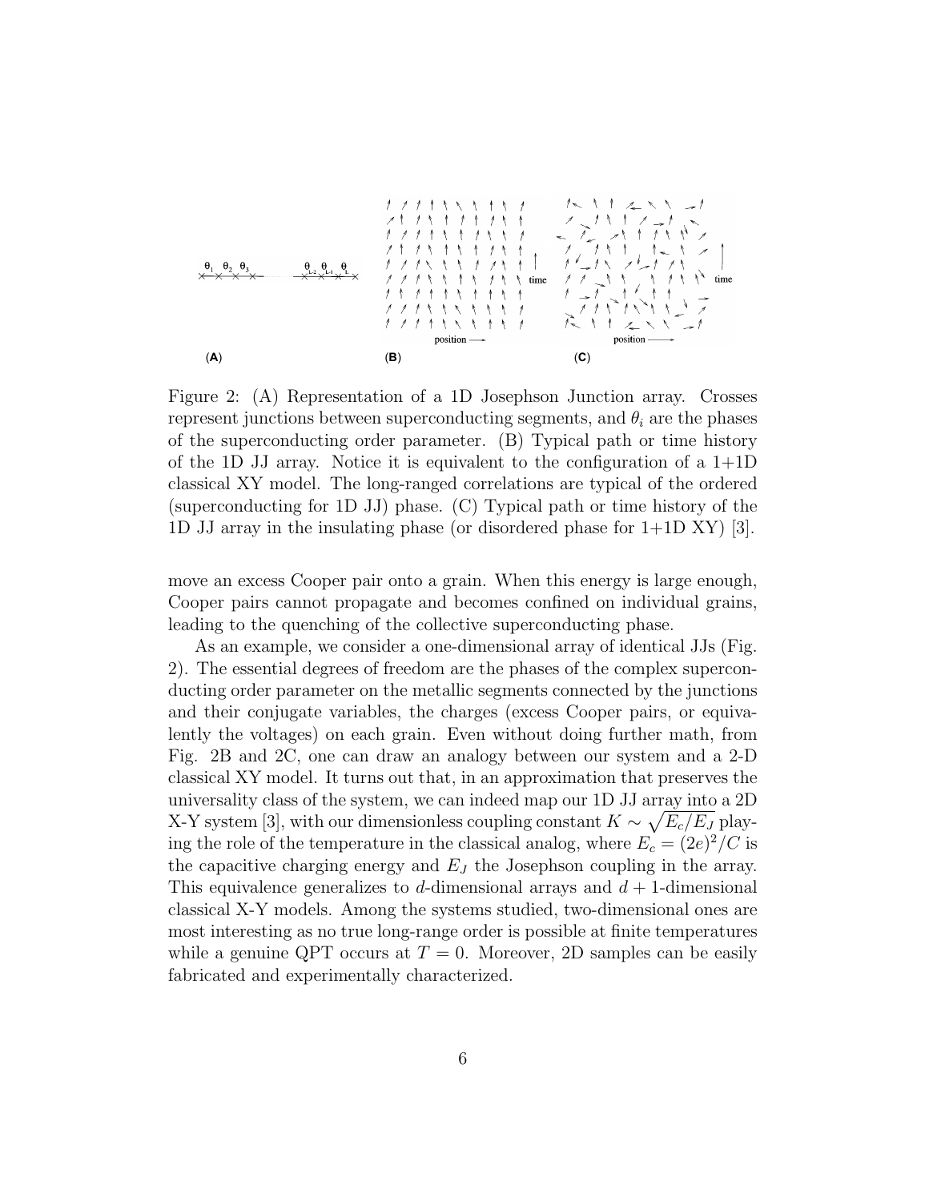Figure 2: (A) Representation of a 1D Josephson Junction array. Crosses represent junctions between superconducting segments, and $\theta_i$ are the phases of the superconducting order parameter. (B) Typical path or time history of the 1D JJ array. Notice it is equivalent to the configuration of a 1+1D classical XY model. The long-ranged correlations are typical of the ordered (superconducting for 1D JJ) phase. (C) Typical path or time history of the 1D JJ array in the insulating phase (or disordered phase for 1+1D XY) [3].

move an excess Cooper pair onto a grain. When this energy is large enough, Cooper pairs cannot propagate and becomes confined on individual grains, leading to the quenching of the collective superconducting phase.

As an example, we consider a one-dimensional array of identical JJs (Fig. 2). The essential degrees of freedom are the phases of the complex superconducting order parameter on the metallic segments connected by the junctions and their conjugate variables, the charges (excess Cooper pairs, or equivalently the voltages) on each grain. Even without doing further math, from Fig. 2B and 2C, one can draw an analogy between our system and a 2-D classical XY model. It turns out that, in an approximation that preserves the universality class of the system, we can indeed map our 1D JJ array into a 2D X-Y system [3], with our dimensionless coupling constant $K \sim \sqrt{E_c/E_J}$ playing the role of the temperature in the classical analog, where $E_c = (2e)^2/C$ is the capacitive charging energy and $E_J$ the Josephson coupling in the array. This equivalence generalizes to $d$-dimensional arrays and $d+1$-dimensional classical X-Y models. Among the systems studied, two-dimensional ones are most interesting as no true long-range order is possible at finite temperatures while a genuine QPT occurs at $T = 0$. Moreover, 2D samples can be easily fabricated and experimentally characterized.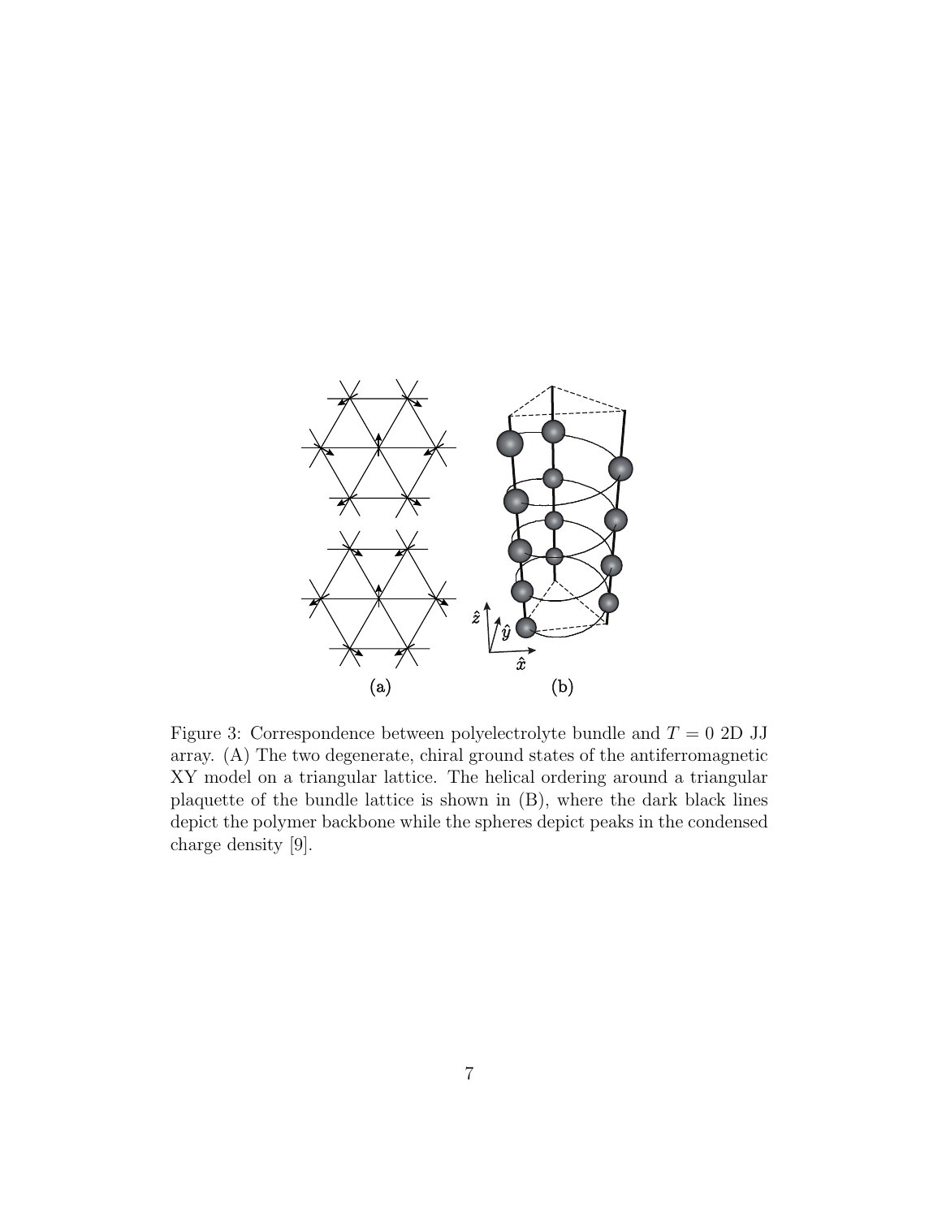Figure 3: Correspondence between polyelectrolyte bundle and $T = 0$ 2D JJ array. (A) The two degenerate, chiral ground states of the antiferromagnetic XY model on a triangular lattice. The helical ordering around a triangular plaquette of the bundle lattice is shown in (B), where the dark black lines depict the polymer backbone while the spheres depict peaks in the condensed charge density [9].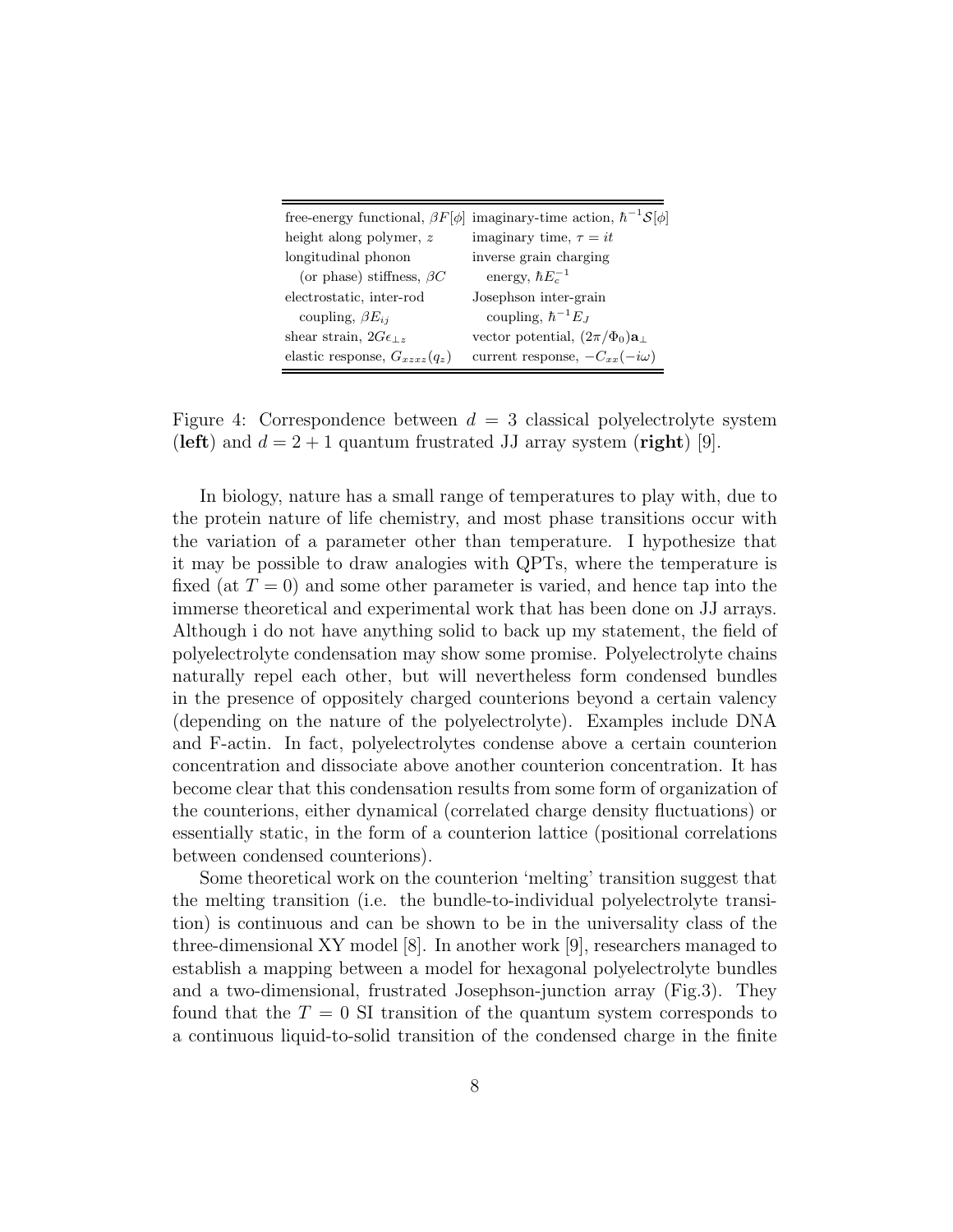| free-energy functional, $\beta F[\phi]$ | imaginary-time action, $\hbar^{-1}\mathcal{S}[\phi]$ |
|---|---|
| height along polymer, $z$ | imaginary time, $\tau = it$ |
| longitudinal phonon (or phase) stiffness, $\beta C$ | inverse grain charging energy, $\hbar E_c^{-1}$ |
| electrostatic, inter-rod coupling, $\beta E_{ij}$ | Josephson inter-grain coupling, $\hbar^{-1} E_J$ |
| shear strain, $2G\epsilon_{\perp z}$ | vector potential, $(2\pi/\Phi_0)\mathbf{a}_\perp$ |
| elastic response, $G_{xzxz}(q_z)$ | current response, $-C_{xx}(-i\omega)$ |

Figure 4: Correspondence between $d = 3$ classical polyelectrolyte system (**left**) and $d = 2 + 1$ quantum frustrated JJ array system (**right**) [9].

In biology, nature has a small range of temperatures to play with, due to the protein nature of life chemistry, and most phase transitions occur with the variation of a parameter other than temperature. I hypothesize that it may be possible to draw analogies with QPTs, where the temperature is fixed (at $T = 0$) and some other parameter is varied, and hence tap into the immerse theoretical and experimental work that has been done on JJ arrays. Although i do not have anything solid to back up my statement, the field of polyelectrolyte condensation may show some promise. Polyelectrolyte chains naturally repel each other, but will nevertheless form condensed bundles in the presence of oppositely charged counterions beyond a certain valency (depending on the nature of the polyelectrolyte). Examples include DNA and F-actin. In fact, polyelectrolytes condense above a certain counterion concentration and dissociate above another counterion concentration. It has become clear that this condensation results from some form of organization of the counterions, either dynamical (correlated charge density fluctuations) or essentially static, in the form of a counterion lattice (positional correlations between condensed counterions).

Some theoretical work on the counterion 'melting' transition suggest that the melting transition (i.e. the bundle-to-individual polyelectrolyte transition) is continuous and can be shown to be in the universality class of the three-dimensional XY model [8]. In another work [9], researchers managed to establish a mapping between a model for hexagonal polyelectrolyte bundles and a two-dimensional, frustrated Josephson-junction array (Fig.3). They found that the $T = 0$ SI transition of the quantum system corresponds to a continuous liquid-to-solid transition of the condensed charge in the finite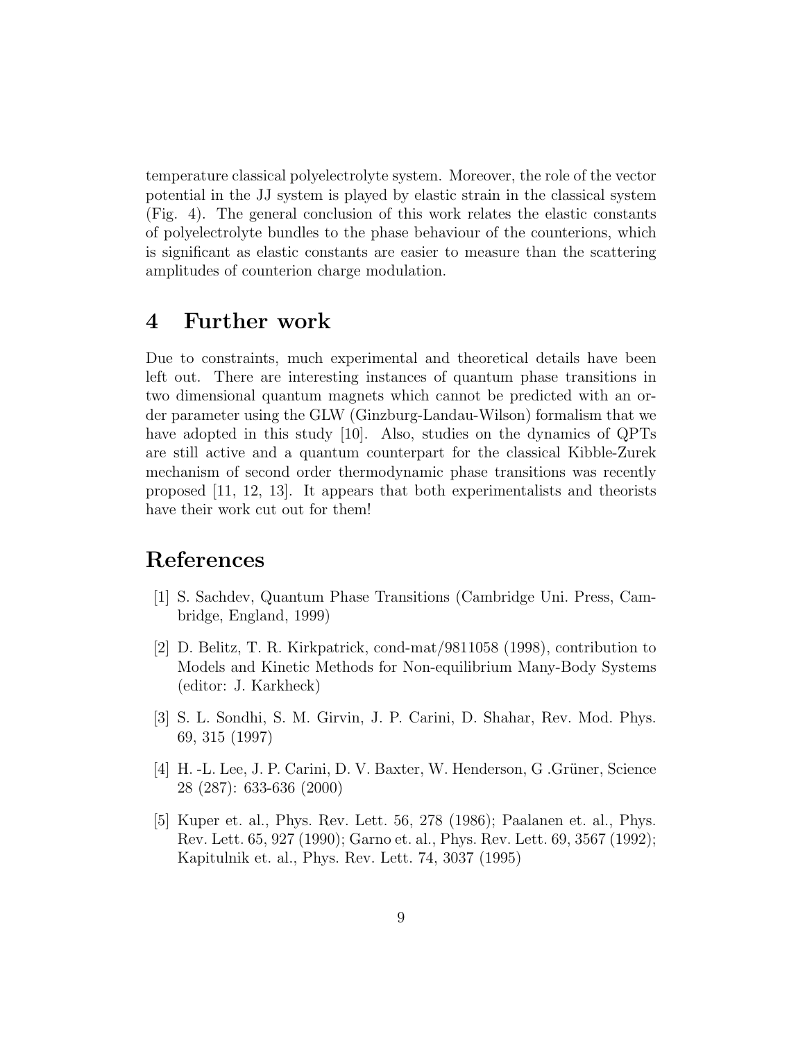temperature classical polyelectrolyte system. Moreover, the role of the vector potential in the JJ system is played by elastic strain in the classical system (Fig. 4). The general conclusion of this work relates the elastic constants of polyelectrolyte bundles to the phase behaviour of the counterions, which is significant as elastic constants are easier to measure than the scattering amplitudes of counterion charge modulation.

## 4 Further work

Due to constraints, much experimental and theoretical details have been left out. There are interesting instances of quantum phase transitions in two dimensional quantum magnets which cannot be predicted with an order parameter using the GLW (Ginzburg-Landau-Wilson) formalism that we have adopted in this study [10]. Also, studies on the dynamics of QPTs are still active and a quantum counterpart for the classical Kibble-Zurek mechanism of second order thermodynamic phase transitions was recently proposed [11, 12, 13]. It appears that both experimentalists and theorists have their work cut out for them!

## References

[1] S. Sachdev, Quantum Phase Transitions (Cambridge Uni. Press, Cambridge, England, 1999)

[2] D. Belitz, T. R. Kirkpatrick, cond-mat/9811058 (1998), contribution to Models and Kinetic Methods for Non-equilibrium Many-Body Systems (editor: J. Karkheck)

[3] S. L. Sondhi, S. M. Girvin, J. P. Carini, D. Shahar, Rev. Mod. Phys. 69, 315 (1997)

[4] H. -L. Lee, J. P. Carini, D. V. Baxter, W. Henderson, G .Grüner, Science 28 (287): 633-636 (2000)

[5] Kuper et. al., Phys. Rev. Lett. 56, 278 (1986); Paalanen et. al., Phys. Rev. Lett. 65, 927 (1990); Garno et. al., Phys. Rev. Lett. 69, 3567 (1992); Kapitulnik et. al., Phys. Rev. Lett. 74, 3037 (1995)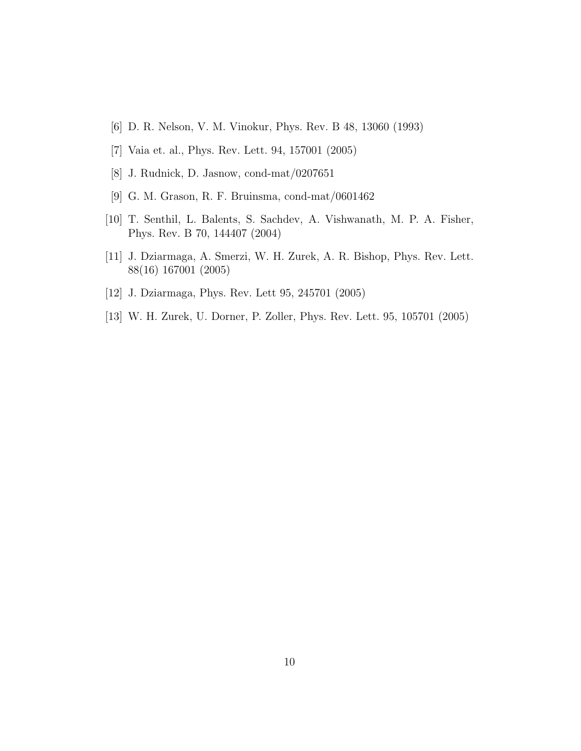[6] D. R. Nelson, V. M. Vinokur, Phys. Rev. B 48, 13060 (1993)

[7] Vaia et. al., Phys. Rev. Lett. 94, 157001 (2005)

[8] J. Rudnick, D. Jasnow, cond-mat/0207651

[9] G. M. Grason, R. F. Bruinsma, cond-mat/0601462

[10] T. Senthil, L. Balents, S. Sachdev, A. Vishwanath, M. P. A. Fisher, Phys. Rev. B 70, 144407 (2004)

[11] J. Dziarmaga, A. Smerzi, W. H. Zurek, A. R. Bishop, Phys. Rev. Lett. 88(16) 167001 (2005)

[12] J. Dziarmaga, Phys. Rev. Lett 95, 245701 (2005)

[13] W. H. Zurek, U. Dorner, P. Zoller, Phys. Rev. Lett. 95, 105701 (2005)